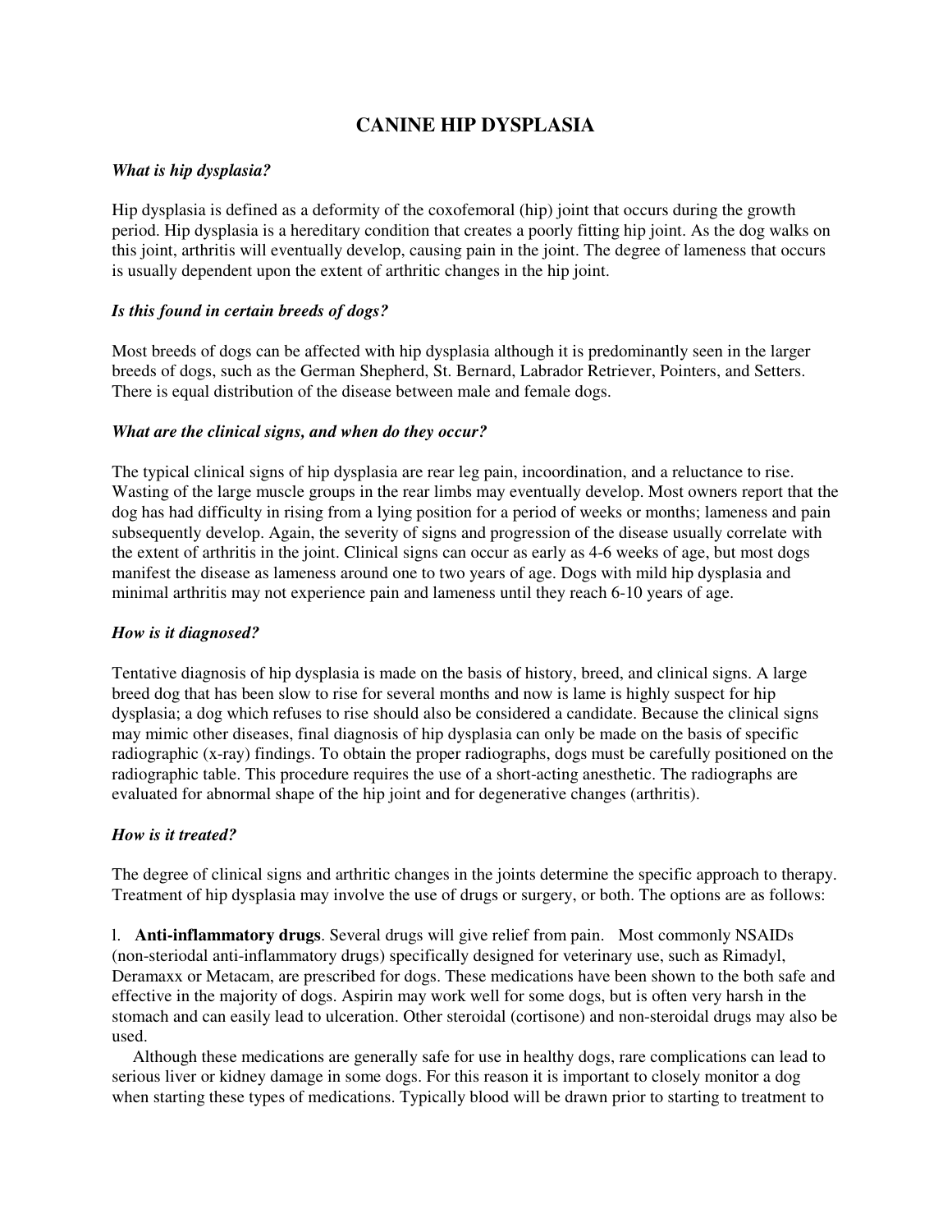# CANINE HIP DYSPLASIA

### *What is hip dysplasia?*

Hip dysplasia is defined as a deformity of the coxofemoral (hip) joint that occurs during the growth period. Hip dysplasia is a hereditary condition that creates a poorly fitting hip joint. As the dog walks on this joint, arthritis will eventually develop, causing pain in the joint. The degree of lameness that occurs is usually dependent upon the extent of arthritic changes in the hip joint.

### *Is this found in certain breeds of dogs?*

Most breeds of dogs can be affected with hip dysplasia although it is predominantly seen in the larger breeds of dogs, such as the German Shepherd, St. Bernard, Labrador Retriever, Pointers, and Setters. There is equal distribution of the disease between male and female dogs.

### *What are the clinical signs, and when do they occur?*

The typical clinical signs of hip dysplasia are rear leg pain, incoordination, and a reluctance to rise. Wasting of the large muscle groups in the rear limbs may eventually develop. Most owners report that the dog has had difficulty in rising from a lying position for a period of weeks or months; lameness and pain subsequently develop. Again, the severity of signs and progression of the disease usually correlate with the extent of arthritis in the joint. Clinical signs can occur as early as 4-6 weeks of age, but most dogs manifest the disease as lameness around one to two years of age. Dogs with mild hip dysplasia and minimal arthritis may not experience pain and lameness until they reach 6-10 years of age.

### *How is it diagnosed?*

Tentative diagnosis of hip dysplasia is made on the basis of history, breed, and clinical signs. A large breed dog that has been slow to rise for several months and now is lame is highly suspect for hip dysplasia; a dog which refuses to rise should also be considered a candidate. Because the clinical signs may mimic other diseases, final diagnosis of hip dysplasia can only be made on the basis of specific radiographic (x-ray) findings. To obtain the proper radiographs, dogs must be carefully positioned on the radiographic table. This procedure requires the use of a short-acting anesthetic. The radiographs are evaluated for abnormal shape of the hip joint and for degenerative changes (arthritis).

### *How is it treated?*

The degree of clinical signs and arthritic changes in the joints determine the specific approach to therapy. Treatment of hip dysplasia may involve the use of drugs or surgery, or both. The options are as follows:

l. **Anti-inflammatory drugs**. Several drugs will give relief from pain. Most commonly NSAIDs (non-steriodal anti-inflammatory drugs) specifically designed for veterinary use, such as Rimadyl, Deramaxx or Metacam, are prescribed for dogs. These medications have been shown to the both safe and effective in the majority of dogs. Aspirin may work well for some dogs, but is often very harsh in the stomach and can easily lead to ulceration. Other steroidal (cortisone) and non-steroidal drugs may also be used.

Although these medications are generally safe for use in healthy dogs, rare complications can lead to serious liver or kidney damage in some dogs. For this reason it is important to closely monitor a dog when starting these types of medications. Typically blood will be drawn prior to starting to treatment to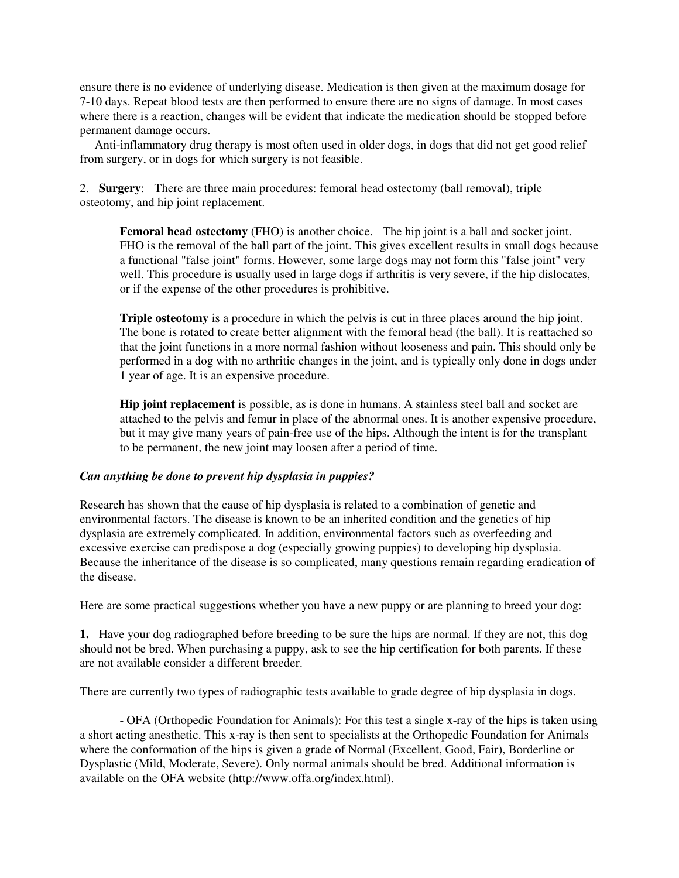ensure there is no evidence of underlying disease. Medication is then given at the maximum dosage for 7-10 days. Repeat blood tests are then performed to ensure there are no signs of damage. In most cases where there is a reaction, changes will be evident that indicate the medication should be stopped before permanent damage occurs.

Anti-inflammatory drug therapy is most often used in older dogs, in dogs that did not get good relief from surgery, or in dogs for which surgery is not feasible.

2. **Surgery**: There are three main procedures: femoral head ostectomy (ball removal), triple osteotomy, and hip joint replacement.

> **Femoral head ostectomy** (FHO) is another choice. The hip joint is a ball and socket joint. FHO is the removal of the ball part of the joint. This gives excellent results in small dogs because a functional "false joint" forms. However, some large dogs may not form this "false joint" very well. This procedure is usually used in large dogs if arthritis is very severe, if the hip dislocates, or if the expense of the other procedures is prohibitive.
>
> **Triple osteotomy** is a procedure in which the pelvis is cut in three places around the hip joint. The bone is rotated to create better alignment with the femoral head (the ball). It is reattached so that the joint functions in a more normal fashion without looseness and pain. This should only be performed in a dog with no arthritic changes in the joint, and is typically only done in dogs under 1 year of age. It is an expensive procedure.
>
> **Hip joint replacement** is possible, as is done in humans. A stainless steel ball and socket are attached to the pelvis and femur in place of the abnormal ones. It is another expensive procedure, but it may give many years of pain-free use of the hips. Although the intent is for the transplant to be permanent, the new joint may loosen after a period of time.

***Can anything be done to prevent hip dysplasia in puppies?***

Research has shown that the cause of hip dysplasia is related to a combination of genetic and environmental factors. The disease is known to be an inherited condition and the genetics of hip dysplasia are extremely complicated. In addition, environmental factors such as overfeeding and excessive exercise can predispose a dog (especially growing puppies) to developing hip dysplasia. Because the inheritance of the disease is so complicated, many questions remain regarding eradication of the disease.

Here are some practical suggestions whether you have a new puppy or are planning to breed your dog:

**1.** Have your dog radiographed before breeding to be sure the hips are normal. If they are not, this dog should not be bred. When purchasing a puppy, ask to see the hip certification for both parents. If these are not available consider a different breeder.

There are currently two types of radiographic tests available to grade degree of hip dysplasia in dogs.

- OFA (Orthopedic Foundation for Animals): For this test a single x-ray of the hips is taken using a short acting anesthetic. This x-ray is then sent to specialists at the Orthopedic Foundation for Animals where the conformation of the hips is given a grade of Normal (Excellent, Good, Fair), Borderline or Dysplastic (Mild, Moderate, Severe). Only normal animals should be bred. Additional information is available on the OFA website (http://www.offa.org/index.html).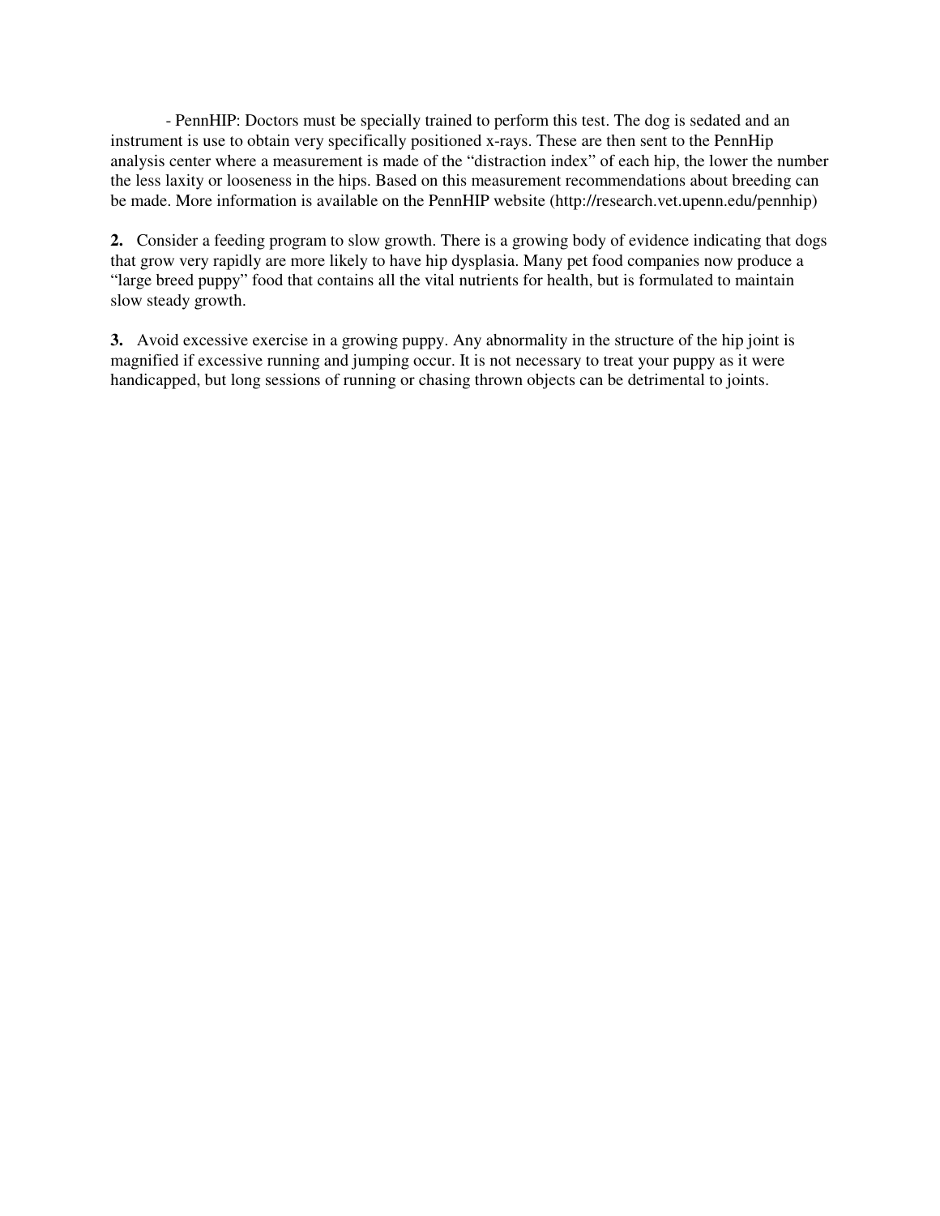- PennHIP: Doctors must be specially trained to perform this test. The dog is sedated and an instrument is use to obtain very specifically positioned x-rays. These are then sent to the PennHip analysis center where a measurement is made of the "distraction index" of each hip, the lower the number the less laxity or looseness in the hips. Based on this measurement recommendations about breeding can be made. More information is available on the PennHIP website (http://research.vet.upenn.edu/pennhip)

**2.** Consider a feeding program to slow growth. There is a growing body of evidence indicating that dogs that grow very rapidly are more likely to have hip dysplasia. Many pet food companies now produce a "large breed puppy" food that contains all the vital nutrients for health, but is formulated to maintain slow steady growth.

**3.** Avoid excessive exercise in a growing puppy. Any abnormality in the structure of the hip joint is magnified if excessive running and jumping occur. It is not necessary to treat your puppy as it were handicapped, but long sessions of running or chasing thrown objects can be detrimental to joints.